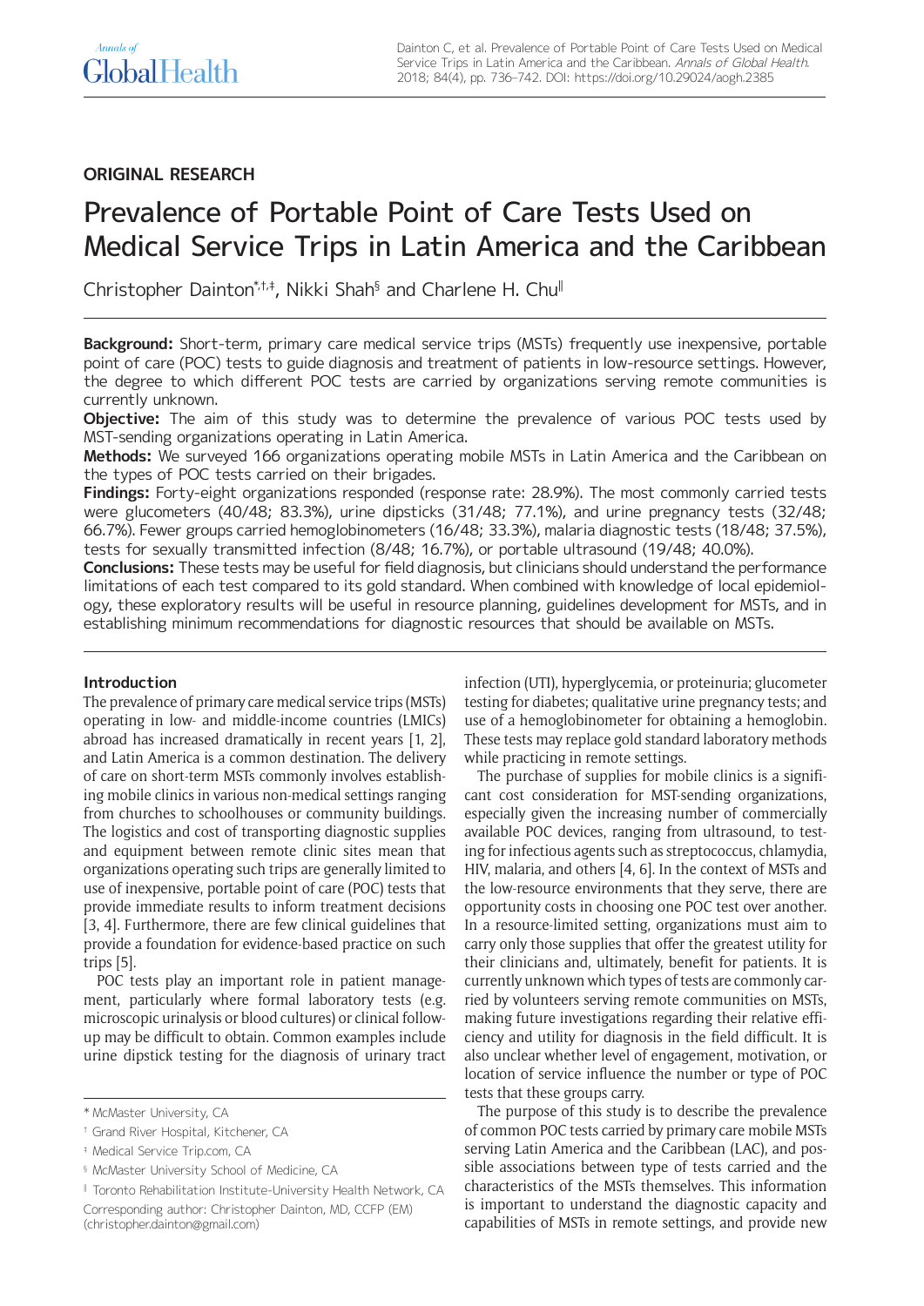ORIGINAL RESEARCH

# Prevalence of Portable Point of Care Tests Used on Medical Service Trips in Latin America and the Caribbean

Christopher Dainton[*,†,‡], Nikki Shah[§] and Charlene H. Chu[‖]

**Background:** Short-term, primary care medical service trips (MSTs) frequently use inexpensive, portable point of care (POC) tests to guide diagnosis and treatment of patients in low-resource settings. However, the degree to which different POC tests are carried by organizations serving remote communities is currently unknown.

**Objective:** The aim of this study was to determine the prevalence of various POC tests used by MST-sending organizations operating in Latin America.

**Methods:** We surveyed 166 organizations operating mobile MSTs in Latin America and the Caribbean on the types of POC tests carried on their brigades.

**Findings:** Forty-eight organizations responded (response rate: 28.9%). The most commonly carried tests were glucometers (40/48; 83.3%), urine dipsticks (31/48; 77.1%), and urine pregnancy tests (32/48; 66.7%). Fewer groups carried hemoglobinometers (16/48; 33.3%), malaria diagnostic tests (18/48; 37.5%), tests for sexually transmitted infection (8/48; 16.7%), or portable ultrasound (19/48; 40.0%).

**Conclusions:** These tests may be useful for field diagnosis, but clinicians should understand the performance limitations of each test compared to its gold standard. When combined with knowledge of local epidemiology, these exploratory results will be useful in resource planning, guidelines development for MSTs, and in establishing minimum recommendations for diagnostic resources that should be available on MSTs.

## Introduction

The prevalence of primary care medical service trips (MSTs) operating in low- and middle-income countries (LMICs) abroad has increased dramatically in recent years [1, 2], and Latin America is a common destination. The delivery of care on short-term MSTs commonly involves establishing mobile clinics in various non-medical settings ranging from churches to schoolhouses or community buildings. The logistics and cost of transporting diagnostic supplies and equipment between remote clinic sites mean that organizations operating such trips are generally limited to use of inexpensive, portable point of care (POC) tests that provide immediate results to inform treatment decisions [3, 4]. Furthermore, there are few clinical guidelines that provide a foundation for evidence-based practice on such trips [5].

POC tests play an important role in patient management, particularly where formal laboratory tests (e.g. microscopic urinalysis or blood cultures) or clinical follow-up may be difficult to obtain. Common examples include urine dipstick testing for the diagnosis of urinary tract infection (UTI), hyperglycemia, or proteinuria; glucometer testing for diabetes; qualitative urine pregnancy tests; and use of a hemoglobinometer for obtaining a hemoglobin. These tests may replace gold standard laboratory methods while practicing in remote settings.

The purchase of supplies for mobile clinics is a significant cost consideration for MST-sending organizations, especially given the increasing number of commercially available POC devices, ranging from ultrasound, to testing for infectious agents such as streptococcus, chlamydia, HIV, malaria, and others [4, 6]. In the context of MSTs and the low-resource environments that they serve, there are opportunity costs in choosing one POC test over another. In a resource-limited setting, organizations must aim to carry only those supplies that offer the greatest utility for their clinicians and, ultimately, benefit for patients. It is currently unknown which types of tests are commonly carried by volunteers serving remote communities on MSTs, making future investigations regarding their relative efficiency and utility for diagnosis in the field difficult. It is also unclear whether level of engagement, motivation, or location of service influence the number or type of POC tests that these groups carry.

The purpose of this study is to describe the prevalence of common POC tests carried by primary care mobile MSTs serving Latin America and the Caribbean (LAC), and possible associations between type of tests carried and the characteristics of the MSTs themselves. This information is important to understand the diagnostic capacity and capabilities of MSTs in remote settings, and provide new

---

[*] McMaster University, CA

[†] Grand River Hospital, Kitchener, CA

[‡] Medical Service Trip.com, CA

[§] McMaster University School of Medicine, CA

[‖] Toronto Rehabilitation Institute-University Health Network, CA

Corresponding author: Christopher Dainton, MD, CCFP (EM) (christopher.dainton@gmail.com)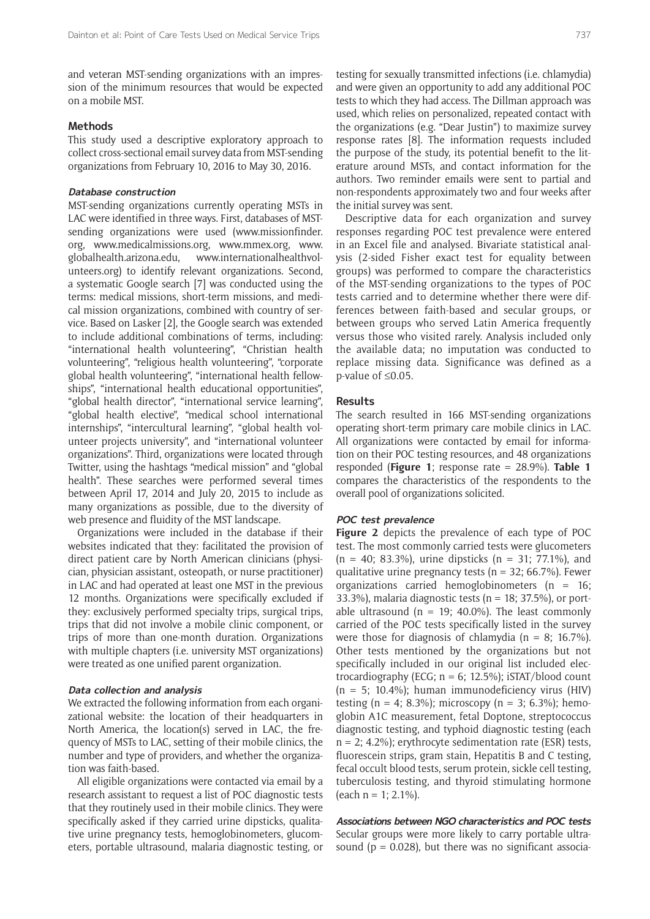and veteran MST-sending organizations with an impression of the minimum resources that would be expected on a mobile MST.

## Methods

This study used a descriptive exploratory approach to collect cross-sectional email survey data from MST-sending organizations from February 10, 2016 to May 30, 2016.

### *Database construction*

MST-sending organizations currently operating MSTs in LAC were identified in three ways. First, databases of MST-sending organizations were used (www.missionfinder.org, www.medicalmissions.org, www.mmex.org, www.globalhealth.arizona.edu, www.internationalhealthvolunteers.org) to identify relevant organizations. Second, a systematic Google search [7] was conducted using the terms: medical missions, short-term missions, and medical mission organizations, combined with country of service. Based on Lasker [2], the Google search was extended to include additional combinations of terms, including: "international health volunteering", "Christian health volunteering", "religious health volunteering", "corporate global health volunteering", "international health fellowships", "international health educational opportunities", "global health director", "international service learning", "global health elective", "medical school international internships", "intercultural learning", "global health volunteer projects university", and "international volunteer organizations". Third, organizations were located through Twitter, using the hashtags "medical mission" and "global health". These searches were performed several times between April 17, 2014 and July 20, 2015 to include as many organizations as possible, due to the diversity of web presence and fluidity of the MST landscape.

Organizations were included in the database if their websites indicated that they: facilitated the provision of direct patient care by North American clinicians (physician, physician assistant, osteopath, or nurse practitioner) in LAC and had operated at least one MST in the previous 12 months. Organizations were specifically excluded if they: exclusively performed specialty trips, surgical trips, trips that did not involve a mobile clinic component, or trips of more than one-month duration. Organizations with multiple chapters (i.e. university MST organizations) were treated as one unified parent organization.

### *Data collection and analysis*

We extracted the following information from each organizational website: the location of their headquarters in North America, the location(s) served in LAC, the frequency of MSTs to LAC, setting of their mobile clinics, the number and type of providers, and whether the organization was faith-based.

All eligible organizations were contacted via email by a research assistant to request a list of POC diagnostic tests that they routinely used in their mobile clinics. They were specifically asked if they carried urine dipsticks, qualitative urine pregnancy tests, hemoglobinometers, glucometers, portable ultrasound, malaria diagnostic testing, or testing for sexually transmitted infections (i.e. chlamydia) and were given an opportunity to add any additional POC tests to which they had access. The Dillman approach was used, which relies on personalized, repeated contact with the organizations (e.g. "Dear Justin") to maximize survey response rates [8]. The information requests included the purpose of the study, its potential benefit to the literature around MSTs, and contact information for the authors. Two reminder emails were sent to partial and non-respondents approximately two and four weeks after the initial survey was sent.

Descriptive data for each organization and survey responses regarding POC test prevalence were entered in an Excel file and analysed. Bivariate statistical analysis (2-sided Fisher exact test for equality between groups) was performed to compare the characteristics of the MST-sending organizations to the types of POC tests carried and to determine whether there were differences between faith-based and secular groups, or between groups who served Latin America frequently versus those who visited rarely. Analysis included only the available data; no imputation was conducted to replace missing data. Significance was defined as a p-value of $\leq 0.05$.

## Results

The search resulted in 166 MST-sending organizations operating short-term primary care mobile clinics in LAC. All organizations were contacted by email for information on their POC testing resources, and 48 organizations responded (**Figure 1**; response rate = 28.9%). **Table 1** compares the characteristics of the respondents to the overall pool of organizations solicited.

### *POC test prevalence*

**Figure 2** depicts the prevalence of each type of POC test. The most commonly carried tests were glucometers (n = 40; 83.3%), urine dipsticks (n = 31; 77.1%), and qualitative urine pregnancy tests (n = 32; 66.7%). Fewer organizations carried hemoglobinometers (n = 16; 33.3%), malaria diagnostic tests (n = 18; 37.5%), or portable ultrasound (n = 19; 40.0%). The least commonly carried of the POC tests specifically listed in the survey were those for diagnosis of chlamydia (n = 8; 16.7%). Other tests mentioned by the organizations but not specifically included in our original list included electrocardiography (ECG; n = 6; 12.5%); iSTAT/blood count (n = 5; 10.4%); human immunodeficiency virus (HIV) testing (n = 4; 8.3%); microscopy (n = 3; 6.3%); hemoglobin A1C measurement, fetal Doptone, streptococcus diagnostic testing, and typhoid diagnostic testing (each n = 2; 4.2%); erythrocyte sedimentation rate (ESR) tests, fluorescein strips, gram stain, Hepatitis B and C testing, fecal occult blood tests, serum protein, sickle cell testing, tuberculosis testing, and thyroid stimulating hormone (each n = 1; 2.1%).

### *Associations between NGO characteristics and POC tests*

Secular groups were more likely to carry portable ultrasound ($p = 0.028$), but there was no significant associa-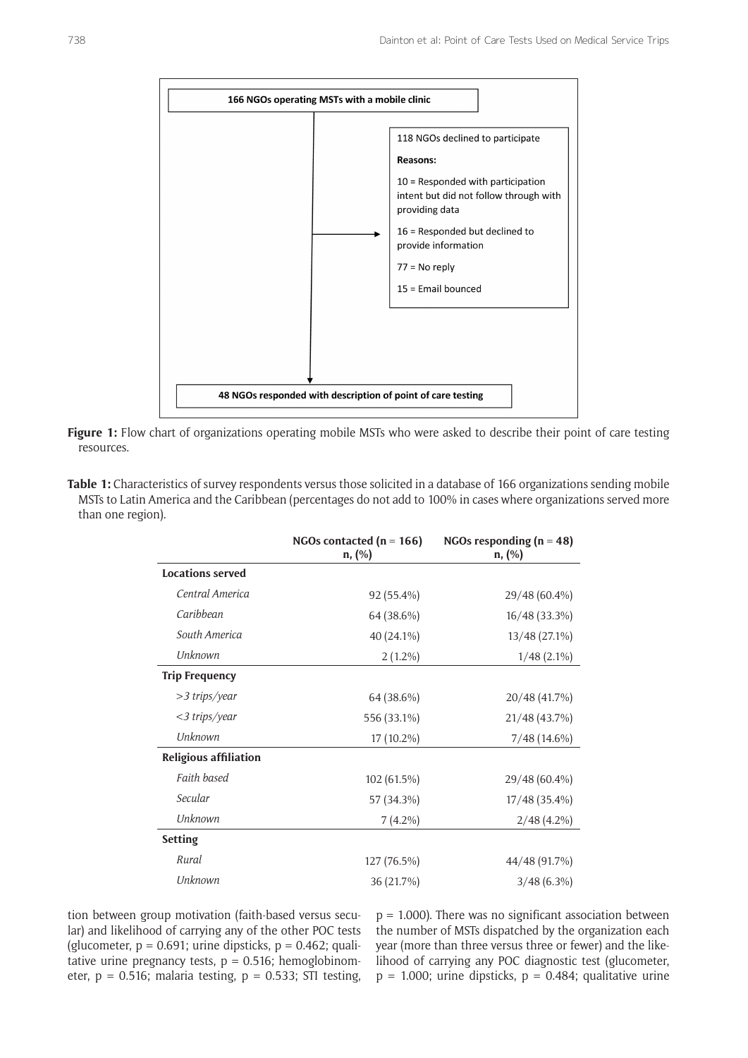166 NGOs operating MSTs with a mobile clinic

118 NGOs declined to participate

**Reasons:**

10 = Responded with participation intent but did not follow through with providing data

16 = Responded but declined to provide information

77 = No reply

15 = Email bounced

48 NGOs responded with description of point of care testing

**Figure 1:** Flow chart of organizations operating mobile MSTs who were asked to describe their point of care testing resources.

**Table 1:** Characteristics of survey respondents versus those solicited in a database of 166 organizations sending mobile MSTs to Latin America and the Caribbean (percentages do not add to 100% in cases where organizations served more than one region).

| | NGOs contacted (n = 166) n, (%) | NGOs responding (n = 48) n, (%) |
|---|---|---|
| **Locations served** | | |
| *Central America* | 92 (55.4%) | 29/48 (60.4%) |
| *Caribbean* | 64 (38.6%) | 16/48 (33.3%) |
| *South America* | 40 (24.1%) | 13/48 (27.1%) |
| *Unknown* | 2 (1.2%) | 1/48 (2.1%) |
| **Trip Frequency** | | |
| *>3 trips/year* | 64 (38.6%) | 20/48 (41.7%) |
| *<3 trips/year* | 556 (33.1%) | 21/48 (43.7%) |
| *Unknown* | 17 (10.2%) | 7/48 (14.6%) |
| **Religious affiliation** | | |
| *Faith based* | 102 (61.5%) | 29/48 (60.4%) |
| *Secular* | 57 (34.3%) | 17/48 (35.4%) |
| *Unknown* | 7 (4.2%) | 2/48 (4.2%) |
| **Setting** | | |
| *Rural* | 127 (76.5%) | 44/48 (91.7%) |
| *Unknown* | 36 (21.7%) | 3/48 (6.3%) |

tion between group motivation (faith-based versus secular) and likelihood of carrying any of the other POC tests (glucometer, $p = 0.691$; urine dipsticks, $p = 0.462$; qualitative urine pregnancy tests, $p = 0.516$; hemoglobinometer, $p = 0.516$; malaria testing, $p = 0.533$; STI testing, $p = 1.000$). There was no significant association between the number of MSTs dispatched by the organization each year (more than three versus three or fewer) and the likelihood of carrying any POC diagnostic test (glucometer, $p = 1.000$; urine dipsticks, $p = 0.484$; qualitative urine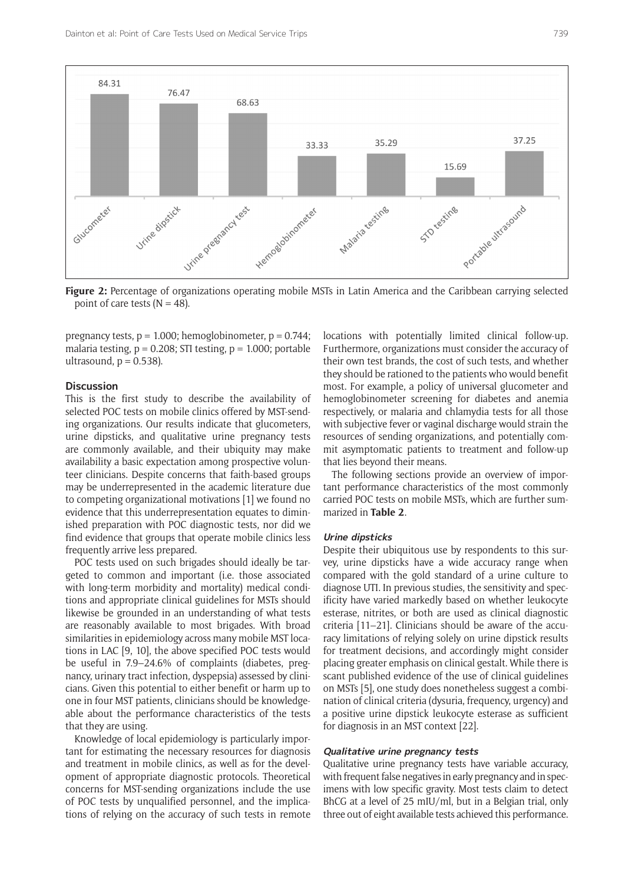**Figure 2:** Percentage of organizations operating mobile MSTs in Latin America and the Caribbean carrying selected point of care tests (N = 48).

| Test | Percentage |
|---|---|
| Glucometer | 84.31 |
| Urine dipstick | 76.47 |
| Urine pregnancy test | 68.63 |
| Hemoglobinometer | 33.33 |
| Malaria testing | 35.29 |
| STD testing | 15.69 |
| Portable ultrasound | 37.25 |

pregnancy tests, $p = 1.000$; hemoglobinometer, $p = 0.744$; malaria testing, $p = 0.208$; STI testing, $p = 1.000$; portable ultrasound, $p = 0.538$).

## Discussion

This is the first study to describe the availability of selected POC tests on mobile clinics offered by MST-sending organizations. Our results indicate that glucometers, urine dipsticks, and qualitative urine pregnancy tests are commonly available, and their ubiquity may make availability a basic expectation among prospective volunteer clinicians. Despite concerns that faith-based groups may be underrepresented in the academic literature due to competing organizational motivations [1] we found no evidence that this underrepresentation equates to diminished preparation with POC diagnostic tests, nor did we find evidence that groups that operate mobile clinics less frequently arrive less prepared.

POC tests used on such brigades should ideally be targeted to common and important (i.e. those associated with long-term morbidity and mortality) medical conditions and appropriate clinical guidelines for MSTs should likewise be grounded in an understanding of what tests are reasonably available to most brigades. With broad similarities in epidemiology across many mobile MST locations in LAC [9, 10], the above specified POC tests would be useful in 7.9–24.6% of complaints (diabetes, pregnancy, urinary tract infection, dyspepsia) assessed by clinicians. Given this potential to either benefit or harm up to one in four MST patients, clinicians should be knowledgeable about the performance characteristics of the tests that they are using.

Knowledge of local epidemiology is particularly important for estimating the necessary resources for diagnosis and treatment in mobile clinics, as well as for the development of appropriate diagnostic protocols. Theoretical concerns for MST-sending organizations include the use of POC tests by unqualified personnel, and the implications of relying on the accuracy of such tests in remote locations with potentially limited clinical follow-up. Furthermore, organizations must consider the accuracy of their own test brands, the cost of such tests, and whether they should be rationed to the patients who would benefit most. For example, a policy of universal glucometer and hemoglobinometer screening for diabetes and anemia respectively, or malaria and chlamydia tests for all those with subjective fever or vaginal discharge would strain the resources of sending organizations, and potentially commit asymptomatic patients to treatment and follow-up that lies beyond their means.

The following sections provide an overview of important performance characteristics of the most commonly carried POC tests on mobile MSTs, which are further summarized in **Table 2**.

### *Urine dipsticks*

Despite their ubiquitous use by respondents to this survey, urine dipsticks have a wide accuracy range when compared with the gold standard of a urine culture to diagnose UTI. In previous studies, the sensitivity and specificity have varied markedly based on whether leukocyte esterase, nitrites, or both are used as clinical diagnostic criteria [11–21]. Clinicians should be aware of the accuracy limitations of relying solely on urine dipstick results for treatment decisions, and accordingly might consider placing greater emphasis on clinical gestalt. While there is scant published evidence of the use of clinical guidelines on MSTs [5], one study does nonetheless suggest a combination of clinical criteria (dysuria, frequency, urgency) and a positive urine dipstick leukocyte esterase as sufficient for diagnosis in an MST context [22].

### *Qualitative urine pregnancy tests*

Qualitative urine pregnancy tests have variable accuracy, with frequent false negatives in early pregnancy and in specimens with low specific gravity. Most tests claim to detect BhCG at a level of 25 mIU/ml, but in a Belgian trial, only three out of eight available tests achieved this performance.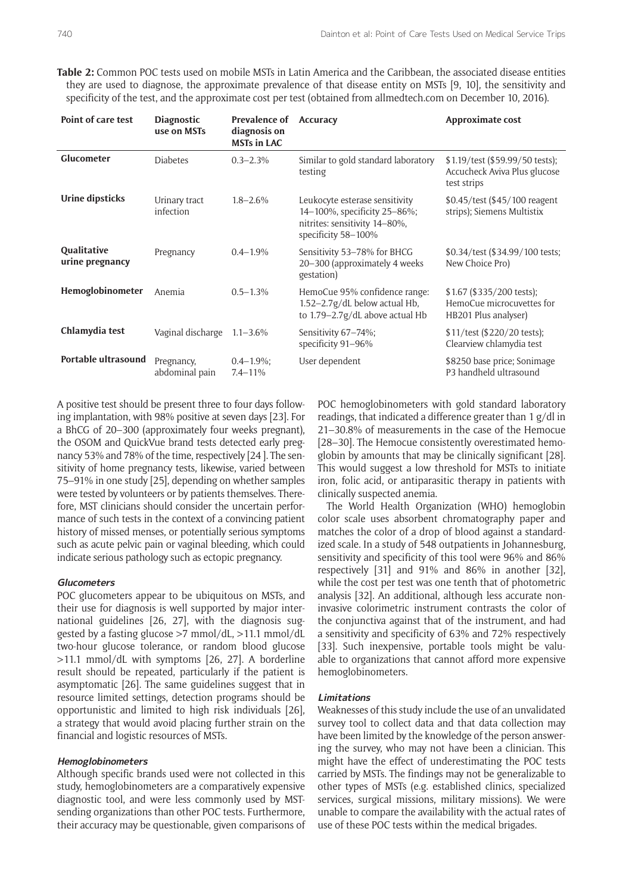**Table 2:** Common POC tests used on mobile MSTs in Latin America and the Caribbean, the associated disease entities they are used to diagnose, the approximate prevalence of that disease entity on MSTs [9, 10], the sensitivity and specificity of the test, and the approximate cost per test (obtained from allmedtech.com on December 10, 2016).

| Point of care test | Diagnostic use on MSTs | Prevalence of diagnosis on MSTs in LAC | Accuracy | Approximate cost |
|---|---|---|---|---|
| **Glucometer** | Diabetes | 0.3–2.3% | Similar to gold standard laboratory testing | $1.19/test ($59.99/50 tests); Accucheck Aviva Plus glucose test strips |
| **Urine dipsticks** | Urinary tract infection | 1.8–2.6% | Leukocyte esterase sensitivity 14–100%, specificity 25–86%; nitrites: sensitivity 14–80%, specificity 58–100% | $0.45/test ($45/100 reagent strips); Siemens Multistix |
| **Qualitative urine pregnancy** | Pregnancy | 0.4–1.9% | Sensitivity 53–78% for BHCG 20–300 (approximately 4 weeks gestation) | $0.34/test ($34.99/100 tests; New Choice Pro) |
| **Hemoglobinometer** | Anemia | 0.5–1.3% | HemoCue 95% confidence range: 1.52–2.7g/dL below actual Hb, to 1.79–2.7g/dL above actual Hb | $1.67 ($335/200 tests); HemoCue microcuvettes for HB201 Plus analyser) |
| **Chlamydia test** | Vaginal discharge | 1.1–3.6% | Sensitivity 67–74%; specificity 91–96% | $11/test ($220/20 tests); Clearview chlamydia test |
| **Portable ultrasound** | Pregnancy, abdominal pain | 0.4–1.9%; 7.4–11% | User dependent | $8250 base price; Sonimage P3 handheld ultrasound |

A positive test should be present three to four days following implantation, with 98% positive at seven days [23]. For a BhCG of 20–300 (approximately four weeks pregnant), the OSOM and QuickVue brand tests detected early pregnancy 53% and 78% of the time, respectively [24]. The sensitivity of home pregnancy tests, likewise, varied between 75–91% in one study [25], depending on whether samples were tested by volunteers or by patients themselves. Therefore, MST clinicians should consider the uncertain performance of such tests in the context of a convincing patient history of missed menses, or potentially serious symptoms such as acute pelvic pain or vaginal bleeding, which could indicate serious pathology such as ectopic pregnancy.

#### *Glucometers*

POC glucometers appear to be ubiquitous on MSTs, and their use for diagnosis is well supported by major international guidelines [26, 27], with the diagnosis suggested by a fasting glucose >7 mmol/dL, >11.1 mmol/dL two-hour glucose tolerance, or random blood glucose >11.1 mmol/dL with symptoms [26, 27]. A borderline result should be repeated, particularly if the patient is asymptomatic [26]. The same guidelines suggest that in resource limited settings, detection programs should be opportunistic and limited to high risk individuals [26], a strategy that would avoid placing further strain on the financial and logistic resources of MSTs.

#### *Hemoglobinometers*

Although specific brands used were not collected in this study, hemoglobinometers are a comparatively expensive diagnostic tool, and were less commonly used by MST-sending organizations than other POC tests. Furthermore, their accuracy may be questionable, given comparisons of POC hemoglobinometers with gold standard laboratory readings, that indicated a difference greater than 1 g/dl in 21–30.8% of measurements in the case of the Hemocue [28–30]. The Hemocue consistently overestimated hemoglobin by amounts that may be clinically significant [28]. This would suggest a low threshold for MSTs to initiate iron, folic acid, or antiparasitic therapy in patients with clinically suspected anemia.

The World Health Organization (WHO) hemoglobin color scale uses absorbent chromatography paper and matches the color of a drop of blood against a standardized scale. In a study of 548 outpatients in Johannesburg, sensitivity and specificity of this tool were 96% and 86% respectively [31] and 91% and 86% in another [32], while the cost per test was one tenth that of photometric analysis [32]. An additional, although less accurate non-invasive colorimetric instrument contrasts the color of the conjunctiva against that of the instrument, and had a sensitivity and specificity of 63% and 72% respectively [33]. Such inexpensive, portable tools might be valuable to organizations that cannot afford more expensive hemoglobinometers.

#### *Limitations*

Weaknesses of this study include the use of an unvalidated survey tool to collect data and that data collection may have been limited by the knowledge of the person answering the survey, who may not have been a clinician. This might have the effect of underestimating the POC tests carried by MSTs. The findings may not be generalizable to other types of MSTs (e.g. established clinics, specialized services, surgical missions, military missions). We were unable to compare the availability with the actual rates of use of these POC tests within the medical brigades.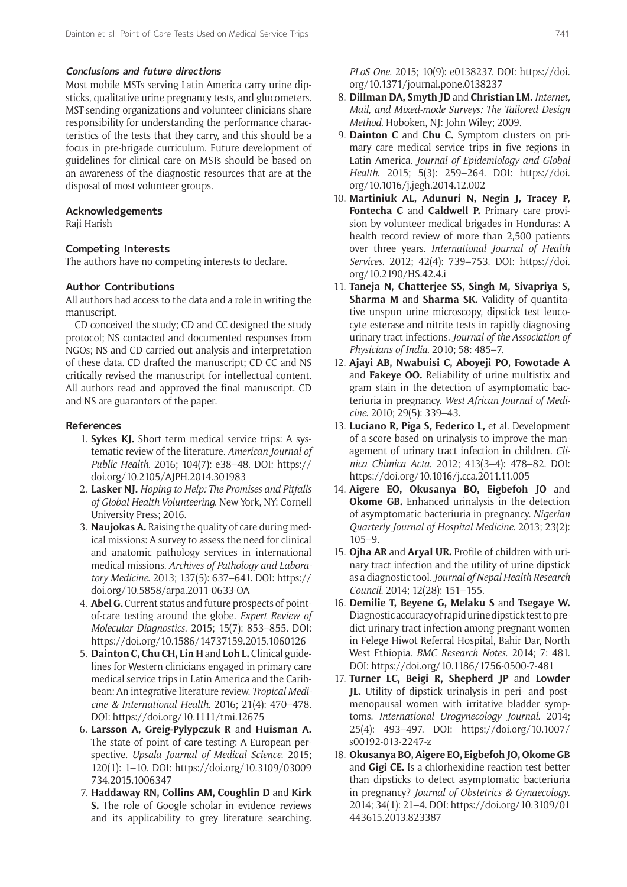#### *Conclusions and future directions*

Most mobile MSTs serving Latin America carry urine dipsticks, qualitative urine pregnancy tests, and glucometers. MST-sending organizations and volunteer clinicians share responsibility for understanding the performance characteristics of the tests that they carry, and this should be a focus in pre-brigade curriculum. Future development of guidelines for clinical care on MSTs should be based on an awareness of the diagnostic resources that are at the disposal of most volunteer groups.

### Acknowledgements

Raji Harish

### Competing Interests

The authors have no competing interests to declare.

### Author Contributions

All authors had access to the data and a role in writing the manuscript.

CD conceived the study; CD and CC designed the study protocol; NS contacted and documented responses from NGOs; NS and CD carried out analysis and interpretation of these data. CD drafted the manuscript; CD CC and NS critically revised the manuscript for intellectual content. All authors read and approved the final manuscript. CD and NS are guarantors of the paper.

### References

1. **Sykes KJ.** Short term medical service trips: A systematic review of the literature. *American Journal of Public Health*. 2016; 104(7): e38–48. DOI: https://doi.org/10.2105/AJPH.2014.301983
2. **Lasker NJ.** *Hoping to Help: The Promises and Pitfalls of Global Health Volunteering*. New York, NY: Cornell University Press; 2016.
3. **Naujokas A.** Raising the quality of care during medical missions: A survey to assess the need for clinical and anatomic pathology services in international medical missions. *Archives of Pathology and Laboratory Medicine*. 2013; 137(5): 637–641. DOI: https://doi.org/10.5858/arpa.2011-0633-OA
4. **Abel G.** Current status and future prospects of point-of-care testing around the globe. *Expert Review of Molecular Diagnostics*. 2015; 15(7): 853–855. DOI: https://doi.org/10.1586/14737159.2015.1060126
5. **Dainton C, Chu CH, Lin H** and **Loh L.** Clinical guidelines for Western clinicians engaged in primary care medical service trips in Latin America and the Caribbean: An integrative literature review. *Tropical Medicine & International Health*. 2016; 21(4): 470–478. DOI: https://doi.org/10.1111/tmi.12675
6. **Larsson A, Greig-Pylypczuk R** and **Huisman A.** The state of point of care testing: A European perspective. *Upsala Journal of Medical Science*. 2015; 120(1): 1–10. DOI: https://doi.org/10.3109/03009734.2015.1006347
7. **Haddaway RN, Collins AM, Coughlin D** and **Kirk S.** The role of Google scholar in evidence reviews and its applicability to grey literature searching. *PLoS One*. 2015; 10(9): e0138237. DOI: https://doi.org/10.1371/journal.pone.0138237
8. **Dillman DA, Smyth JD** and **Christian LM.** *Internet, Mail, and Mixed-mode Surveys: The Tailored Design Method*. Hoboken, NJ: John Wiley; 2009.
9. **Dainton C** and **Chu C.** Symptom clusters on primary care medical service trips in five regions in Latin America. *Journal of Epidemiology and Global Health*. 2015; 5(3): 259–264. DOI: https://doi.org/10.1016/j.jegh.2014.12.002
10. **Martiniuk AL, Adunuri N, Negin J, Tracey P, Fontecha C** and **Caldwell P.** Primary care provision by volunteer medical brigades in Honduras: A health record review of more than 2,500 patients over three years. *International Journal of Health Services*. 2012; 42(4): 739–753. DOI: https://doi.org/10.2190/HS.42.4.i
11. **Taneja N, Chatterjee SS, Singh M, Sivapriya S, Sharma M** and **Sharma SK.** Validity of quantitative unspun urine microscopy, dipstick test leucocyte esterase and nitrite tests in rapidly diagnosing urinary tract infections. *Journal of the Association of Physicians of India*. 2010; 58: 485–7.
12. **Ajayi AB, Nwabuisi C, Aboyeji PO, Fowotade A** and **Fakeye OO.** Reliability of urine multistix and gram stain in the detection of asymptomatic bacteriuria in pregnancy. *West African Journal of Medicine*. 2010; 29(5): 339–43.
13. **Luciano R, Piga S, Federico L,** et al. Development of a score based on urinalysis to improve the management of urinary tract infection in children. *Clinica Chimica Acta*. 2012; 413(3–4): 478–82. DOI: https://doi.org/10.1016/j.cca.2011.11.005
14. **Aigere EO, Okusanya BO, Eigbefoh JO** and **Okome GB.** Enhanced urinalysis in the detection of asymptomatic bacteriuria in pregnancy. *Nigerian Quarterly Journal of Hospital Medicine*. 2013; 23(2): 105–9.
15. **Ojha AR** and **Aryal UR.** Profile of children with urinary tract infection and the utility of urine dipstick as a diagnostic tool. *Journal of Nepal Health Research Council*. 2014; 12(28): 151–155.
16. **Demilie T, Beyene G, Melaku S** and **Tsegaye W.** Diagnostic accuracy of rapid urine dipstick test to predict urinary tract infection among pregnant women in Felege Hiwot Referral Hospital, Bahir Dar, North West Ethiopia. *BMC Research Notes*. 2014; 7: 481. DOI: https://doi.org/10.1186/1756-0500-7-481
17. **Turner LC, Beigi R, Shepherd JP** and **Lowder JL.** Utility of dipstick urinalysis in peri- and postmenopausal women with irritative bladder symptoms. *International Urogynecology Journal*. 2014; 25(4): 493–497. DOI: https://doi.org/10.1007/s00192-013-2247-z
18. **Okusanya BO, Aigere EO, Eigbefoh JO, Okome GB** and **Gigi CE.** Is a chlorhexidine reaction test better than dipsticks to detect asymptomatic bacteriuria in pregnancy? *Journal of Obstetrics & Gynaecology*. 2014; 34(1): 21–4. DOI: https://doi.org/10.3109/01443615.2013.823387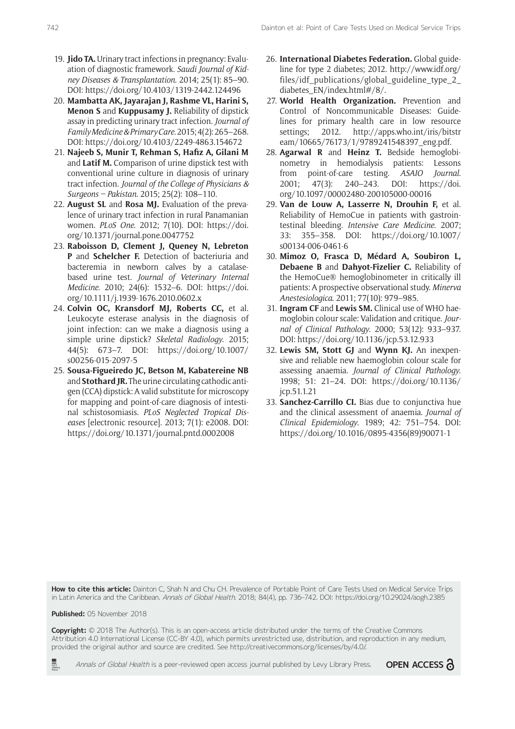19. **Jido TA.** Urinary tract infections in pregnancy: Evaluation of diagnostic framework. *Saudi Journal of Kidney Diseases & Transplantation.* 2014; 25(1): 85–90. DOI: https://doi.org/10.4103/1319-2442.124496
20. **Mambatta AK, Jayarajan J, Rashme VL, Harini S, Menon S** and **Kuppusamy J.** Reliability of dipstick assay in predicting urinary tract infection. *Journal of Family Medicine & Primary Care.* 2015; 4(2): 265–268. DOI: https://doi.org/10.4103/2249-4863.154672
21. **Najeeb S, Munir T, Rehman S, Hafiz A, Gilani M** and **Latif M.** Comparison of urine dipstick test with conventional urine culture in diagnosis of urinary tract infection. *Journal of the College of Physicians & Surgeons – Pakistan.* 2015; 25(2): 108–110.
22. **August SL** and **Rosa MJ.** Evaluation of the prevalence of urinary tract infection in rural Panamanian women. *PLoS One.* 2012; 7(10). DOI: https://doi.org/10.1371/journal.pone.0047752
23. **Raboisson D, Clement J, Queney N, Lebreton P** and **Schelcher F.** Detection of bacteriuria and bacteremia in newborn calves by a catalase-based urine test. *Journal of Veterinary Internal Medicine.* 2010; 24(6): 1532–6. DOI: https://doi.org/10.1111/j.1939-1676.2010.0602.x
24. **Colvin OC, Kransdorf MJ, Roberts CC,** et al. Leukocyte esterase analysis in the diagnosis of joint infection: can we make a diagnosis using a simple urine dipstick? *Skeletal Radiology.* 2015; 44(5): 673–7. DOI: https://doi.org/10.1007/s00256-015-2097-5
25. **Sousa-Figueiredo JC, Betson M, Kabatereine NB** and **Stothard JR.** The urine circulating cathodic antigen (CCA) dipstick: A valid substitute for microscopy for mapping and point-of-care diagnosis of intestinal schistosomiasis. *PLoS Neglected Tropical Diseases* [electronic resource]. 2013; 7(1): e2008. DOI: https://doi.org/10.1371/journal.pntd.0002008
26. **International Diabetes Federation.** Global guideline for type 2 diabetes; 2012. http://www.idf.org/files/idf_publications/global_guideline_type_2_diabetes_EN/index.html#/8/.
27. **World Health Organization.** Prevention and Control of Noncommunicable Diseases: Guidelines for primary health care in low resource settings; 2012. http://apps.who.int/iris/bitstream/10665/76173/1/9789241548397_eng.pdf.
28. **Agarwal R** and **Heinz T.** Bedside hemoglobinometry in hemodialysis patients: Lessons from point-of-care testing. *ASAIO Journal.* 2001; 47(3): 240–243. DOI: https://doi.org/10.1097/00002480-200105000-00016
29. **Van de Louw A, Lasserre N, Drouhin F,** et al. Reliability of HemoCue in patients with gastrointestinal bleeding. *Intensive Care Medicine.* 2007; 33: 355–358. DOI: https://doi.org/10.1007/s00134-006-0461-6
30. **Mimoz O, Frasca D, Médard A, Soubiron L, Debaene B** and **Dahyot-Fizelier C.** Reliability of the HemoCue® hemoglobinometer in critically ill patients: A prospective observational study. *Minerva Anestesiologica.* 2011; 77(10): 979–985.
31. **Ingram CF** and **Lewis SM.** Clinical use of WHO haemoglobin colour scale: Validation and critique. *Journal of Clinical Pathology.* 2000; 53(12): 933–937. DOI: https://doi.org/10.1136/jcp.53.12.933
32. **Lewis SM, Stott GJ** and **Wynn KJ.** An inexpensive and reliable new haemoglobin colour scale for assessing anaemia. *Journal of Clinical Pathology.* 1998; 51: 21–24. DOI: https://doi.org/10.1136/jcp.51.1.21
33. **Sanchez-Carrillo CI.** Bias due to conjunctiva hue and the clinical assessment of anaemia. *Journal of Clinical Epidemiology.* 1989; 42: 751–754. DOI: https://doi.org/10.1016/0895-4356(89)90071-1

**How to cite this article:** Dainton C, Shah N and Chu CH. Prevalence of Portable Point of Care Tests Used on Medical Service Trips in Latin America and the Caribbean. *Annals of Global Health.* 2018; 84(4), pp. 736–742. DOI: https://doi.org/10.29024/aogh.2385

**Published:** 05 November 2018

**Copyright:** © 2018 The Author(s). This is an open-access article distributed under the terms of the Creative Commons Attribution 4.0 International License (CC-BY 4.0), which permits unrestricted use, distribution, and reproduction in any medium, provided the original author and source are credited. See http://creativecommons.org/licenses/by/4.0/.

*Annals of Global Health* is a peer-reviewed open access journal published by Levy Library Press. **OPEN ACCESS**